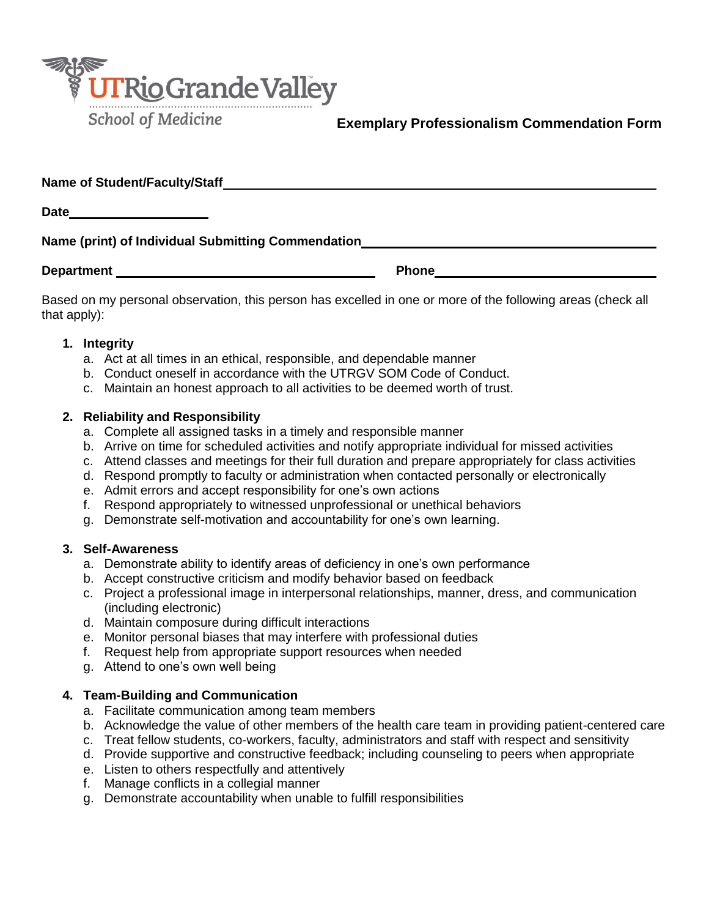UTRio Grande Valley
School of Medicine

# Exemplary Professionalism Commendation Form

**Name of Student/Faculty/Staff** ______________________________________________

**Date** ____________________

**Name (print) of Individual Submitting Commendation** ______________________________

**Department** ______________________________ **Phone** ______________________________

Based on my personal observation, this person has excelled in one or more of the following areas (check all that apply):

1. **Integrity**
   a. Act at all times in an ethical, responsible, and dependable manner
   b. Conduct oneself in accordance with the UTRGV SOM Code of Conduct.
   c. Maintain an honest approach to all activities to be deemed worth of trust.

2. **Reliability and Responsibility**
   a. Complete all assigned tasks in a timely and responsible manner
   b. Arrive on time for scheduled activities and notify appropriate individual for missed activities
   c. Attend classes and meetings for their full duration and prepare appropriately for class activities
   d. Respond promptly to faculty or administration when contacted personally or electronically
   e. Admit errors and accept responsibility for one's own actions
   f. Respond appropriately to witnessed unprofessional or unethical behaviors
   g. Demonstrate self-motivation and accountability for one's own learning.

3. **Self-Awareness**
   a. Demonstrate ability to identify areas of deficiency in one's own performance
   b. Accept constructive criticism and modify behavior based on feedback
   c. Project a professional image in interpersonal relationships, manner, dress, and communication (including electronic)
   d. Maintain composure during difficult interactions
   e. Monitor personal biases that may interfere with professional duties
   f. Request help from appropriate support resources when needed
   g. Attend to one's own well being

4. **Team-Building and Communication**
   a. Facilitate communication among team members
   b. Acknowledge the value of other members of the health care team in providing patient-centered care
   c. Treat fellow students, co-workers, faculty, administrators and staff with respect and sensitivity
   d. Provide supportive and constructive feedback; including counseling to peers when appropriate
   e. Listen to others respectfully and attentively
   f. Manage conflicts in a collegial manner
   g. Demonstrate accountability when unable to fulfill responsibilities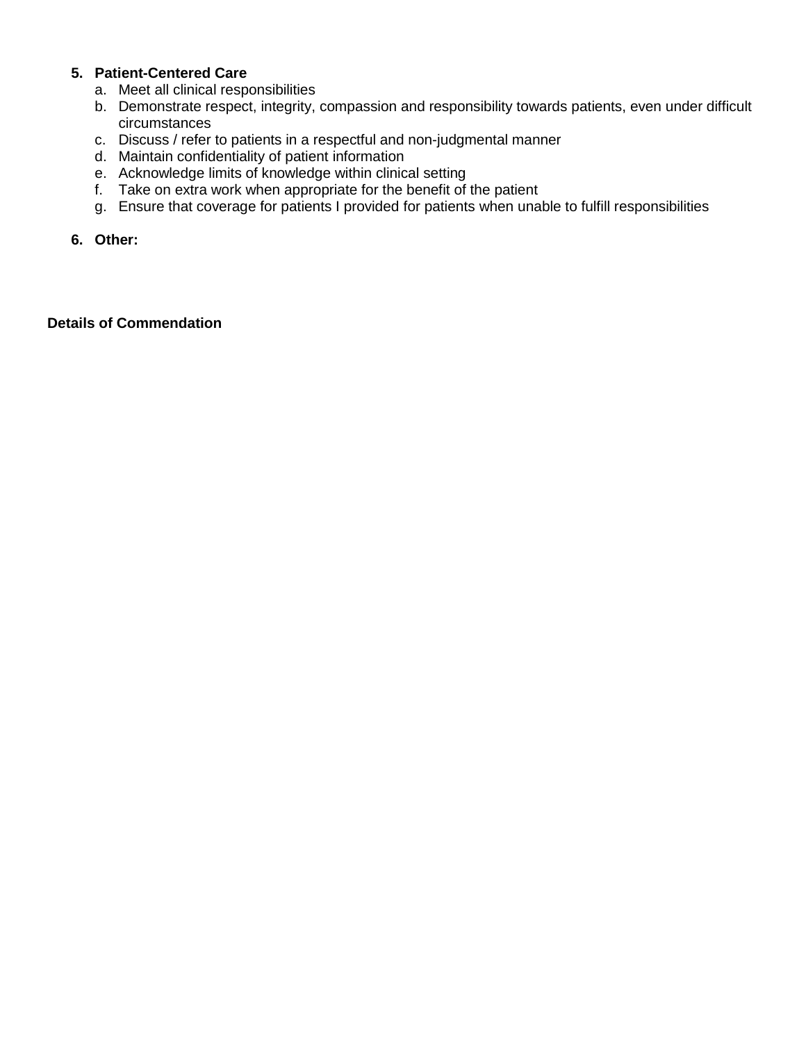5. **Patient-Centered Care**
    a. Meet all clinical responsibilities
    b. Demonstrate respect, integrity, compassion and responsibility towards patients, even under difficult circumstances
    c. Discuss / refer to patients in a respectful and non-judgmental manner
    d. Maintain confidentiality of patient information
    e. Acknowledge limits of knowledge within clinical setting
    f. Take on extra work when appropriate for the benefit of the patient
    g. Ensure that coverage for patients I provided for patients when unable to fulfill responsibilities

6. **Other:**

**Details of Commendation**